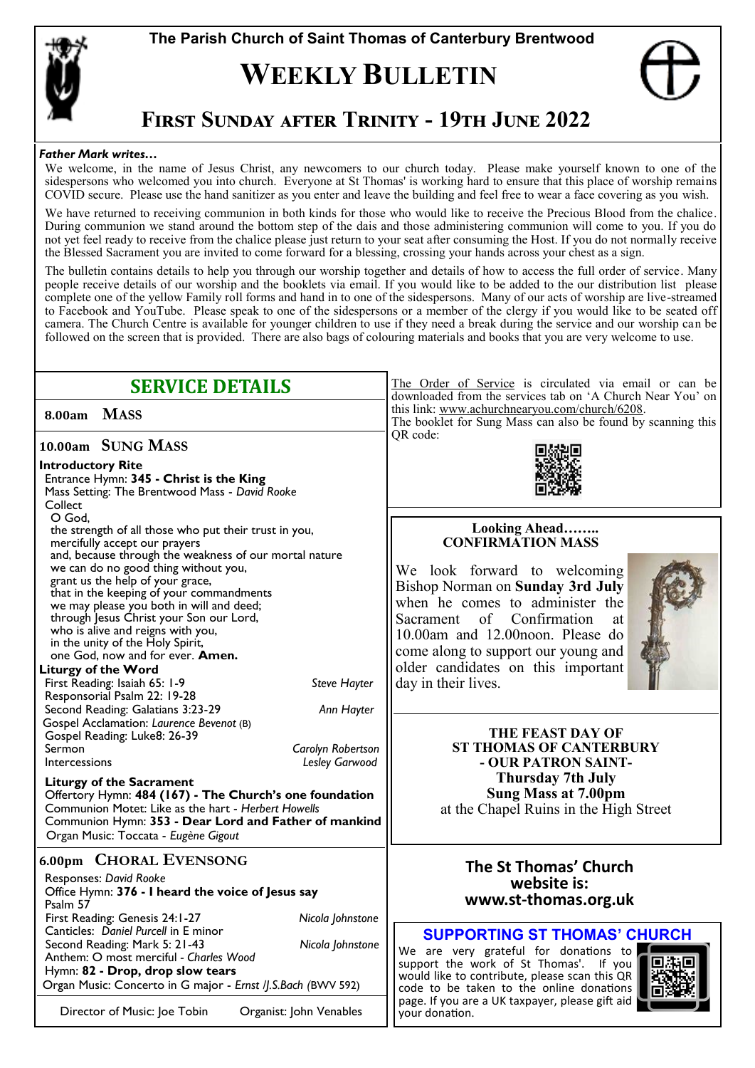The Parish Church of Saint Thomas of Canterbury Brentwood

# WEEKLY BULLETIN

## FIRST SUNDAY AFTER TRINITY - 19TH JUNE 2022

***Father Mark writes…***

We welcome, in the name of Jesus Christ, any newcomers to our church today. Please make yourself known to one of the sidespersons who welcomed you into church. Everyone at St Thomas' is working hard to ensure that this place of worship remains COVID secure. Please use the hand sanitizer as you enter and leave the building and feel free to wear a face covering as you wish.

We have returned to receiving communion in both kinds for those who would like to receive the Precious Blood from the chalice. During communion we stand around the bottom step of the dais and those administering communion will come to you. If you do not yet feel ready to receive from the chalice please just return to your seat after consuming the Host. If you do not normally receive the Blessed Sacrament you are invited to come forward for a blessing, crossing your hands across your chest as a sign.

The bulletin contains details to help you through our worship together and details of how to access the full order of service. Many people receive details of our worship and the booklets via email. If you would like to be added to the our distribution list please complete one of the yellow Family roll forms and hand in to one of the sidespersons. Many of our acts of worship are live-streamed to Facebook and YouTube. Please speak to one of the sidespersons or a member of the clergy if you would like to be seated off camera. The Church Centre is available for younger children to use if they need a break during the service and our worship can be followed on the screen that is provided. There are also bags of colouring materials and books that you are very welcome to use.

## SERVICE DETAILS

### 8.00am MASS

### 10.00am SUNG MASS

**Introductory Rite**

Entrance Hymn: **345 - Christ is the King**
Mass Setting: The Brentwood Mass - *David Rooke*
Collect

O God,
the strength of all those who put their trust in you,
mercifully accept our prayers
and, because through the weakness of our mortal nature
we can do no good thing without you,
grant us the help of your grace,
that in the keeping of your commandments
we may please you both in will and deed;
through Jesus Christ your Son our Lord,
who is alive and reigns with you,
in the unity of the Holy Spirit,
one God, now and for ever. **Amen.**

**Liturgy of the Word**

First Reading: Isaiah 65: 1-9 — *Steve Hayter*
Responsorial Psalm 22: 19-28
Second Reading: Galatians 3:23-29 — *Ann Hayter*
Gospel Acclamation: *Laurence Bevenot* (B)
Gospel Reading: Luke8: 26-39
Sermon — *Carolyn Robertson*
Intercessions — *Lesley Garwood*

**Liturgy of the Sacrament**

Offertory Hymn: **484 (167) - The Church's one foundation**
Communion Motet: Like as the hart - *Herbert Howells*
Communion Hymn: **353 - Dear Lord and Father of mankind**
Organ Music: Toccata - *Eugène Gigout*

### 6.00pm CHORAL EVENSONG

Responses: *David Rooke*
Office Hymn: **376 - I heard the voice of Jesus say**
Psalm 57
First Reading: Genesis 24:1-27 — *Nicola Johnstone*
Canticles: *Daniel Purcell* in E minor
Second Reading: Mark 5: 21-43 — *Nicola Johnstone*
Anthem: O most merciful - *Charles Wood*
Hymn: **82 - Drop, drop slow tears**
Organ Music: Concerto in G major - *Ernst /J.S.Bach (*BWV 592)

Director of Music: Joe Tobin — Organist: John Venables

The Order of Service is circulated via email or can be downloaded from the services tab on 'A Church Near You' on this link: www.achurchnearyou.com/church/6208.
The booklet for Sung Mass can also be found by scanning this QR code:

**Looking Ahead……..**
**CONFIRMATION MASS**

We look forward to welcoming Bishop Norman on **Sunday 3rd July** when he comes to administer the Sacrament of Confirmation at 10.00am and 12.00noon. Please do come along to support our young and older candidates on this important day in their lives.

**THE FEAST DAY OF ST THOMAS OF CANTERBURY - OUR PATRON SAINT-**
**Thursday 7th July**
**Sung Mass at 7.00pm**
at the Chapel Ruins in the High Street

**The St Thomas' Church website is: www.st-thomas.org.uk**

## SUPPORTING ST THOMAS' CHURCH

We are very grateful for donations to support the work of St Thomas'. If you would like to contribute, please scan this QR code to be taken to the online donations page. If you are a UK taxpayer, please gift aid your donation.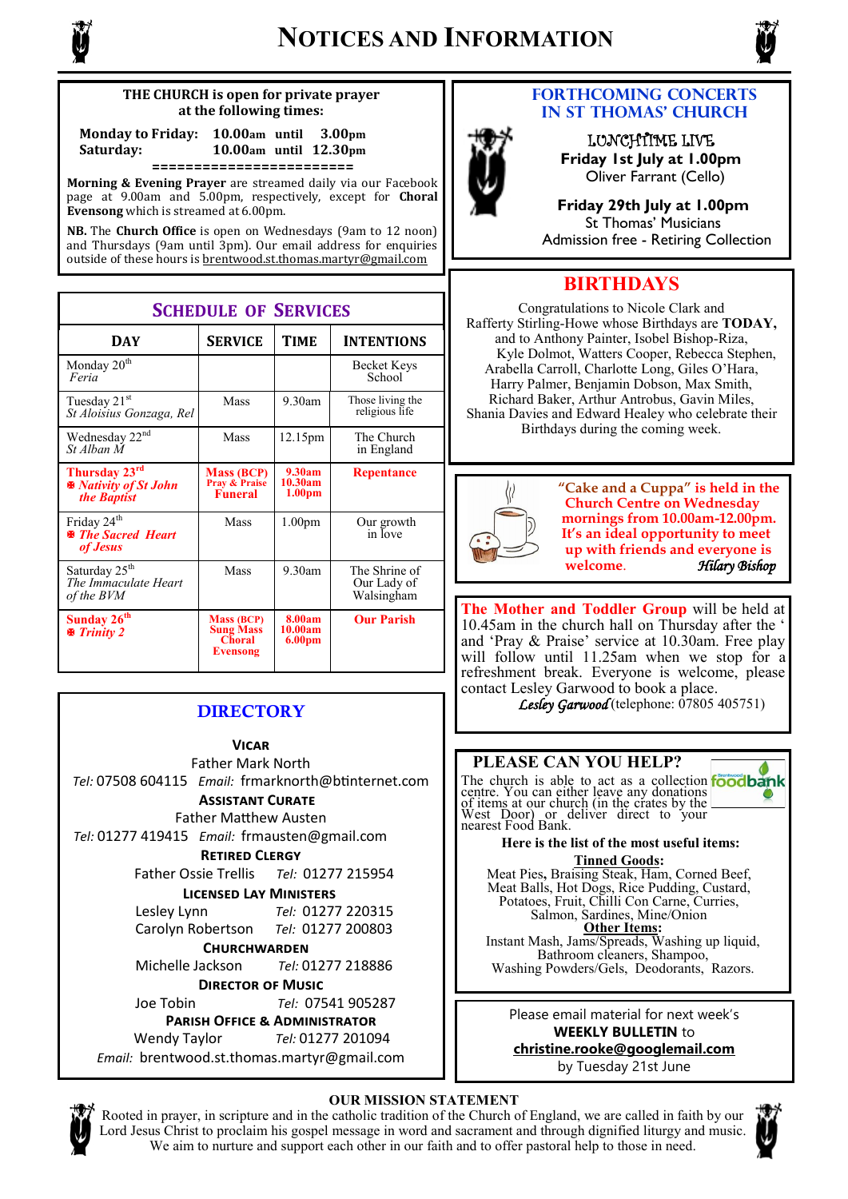# NOTICES AND INFORMATION

**THE CHURCH is open for private prayer at the following times:**

**Monday to Friday:** 10.00am until 3.00pm
**Saturday:** 10.00am until 12.30pm

**Morning & Evening Prayer** are streamed daily via our Facebook page at 9.00am and 5.00pm, respectively, except for **Choral Evensong** which is streamed at 6.00pm.

**NB.** The **Church Office** is open on Wednesdays (9am to 12 noon) and Thursdays (9am until 3pm). Our email address for enquiries outside of these hours is brentwood.st.thomas.martyr@gmail.com

## SCHEDULE OF SERVICES

| DAY | SERVICE | TIME | INTENTIONS |
|---|---|---|---|
| Monday 20th *Feria* | | | Becket Keys School |
| Tuesday 21st *St Aloisius Gonzaga, Rel* | Mass | 9.30am | Those living the religious life |
| Wednesday 22nd *St Alban M* | Mass | 12.15pm | The Church in England |
| **Thursday 23rd** ***Nativity of St John the Baptist*** | **Mass (BCP)** **Pray & Praise** **Funeral** | **9.30am** **10.30am** **1.00pm** | **Repentance** |
| Friday 24th ***The Sacred Heart of Jesus*** | Mass | 1.00pm | Our growth in love |
| Saturday 25th *The Immaculate Heart of the BVM* | Mass | 9.30am | The Shrine of Our Lady of Walsingham |
| **Sunday 26th** ***Trinity 2*** | **Mass (BCP)** **Sung Mass** **Choral Evensong** | **8.00am** **10.00am** **6.00pm** | **Our Parish** |

## DIRECTORY

**VICAR**
Father Mark North
*Tel:* 07508 604115 *Email:* frmarknorth@btinternet.com

**ASSISTANT CURATE**
Father Matthew Austen
*Tel:* 01277 419415 *Email:* frmausten@gmail.com

**RETIRED CLERGY**
Father Ossie Trellis *Tel:* 01277 215954

**LICENSED LAY MINISTERS**
Lesley Lynn *Tel:* 01277 220315
Carolyn Robertson *Tel:* 01277 200803

**CHURCHWARDEN**
Michelle Jackson *Tel:* 01277 218886

**DIRECTOR OF MUSIC**
Joe Tobin *Tel:* 07541 905287

**PARISH OFFICE & ADMINISTRATOR**
Wendy Taylor *Tel:* 01277 201094
*Email:* brentwood.st.thomas.martyr@gmail.com

## FORTHCOMING CONCERTS IN ST THOMAS' CHURCH

LUNCHTIME LIVE

**Friday 1st July at 1.00pm**
Oliver Farrant (Cello)

**Friday 29th July at 1.00pm**
St Thomas' Musicians
Admission free - Retiring Collection

## BIRTHDAYS

Congratulations to Nicole Clark and Rafferty Stirling-Howe whose Birthdays are **TODAY**, and to Anthony Painter, Isobel Bishop-Riza, Kyle Dolmot, Watters Cooper, Rebecca Stephen, Arabella Carroll, Charlotte Long, Giles O'Hara, Harry Palmer, Benjamin Dobson, Max Smith, Richard Baker, Arthur Antrobus, Gavin Miles, Shania Davies and Edward Healey who celebrate their Birthdays during the coming week.

**"Cake and a Cuppa" is held in the Church Centre on Wednesday mornings from 10.00am-12.00pm. It's an ideal opportunity to meet up with friends and everyone is welcome.** *Hilary Bishop*

**The Mother and Toddler Group** will be held at 10.45am in the church hall on Thursday after the ' and 'Pray & Praise' service at 10.30am. Free play will follow until 11.25am when we stop for a refreshment break. Everyone is welcome, please contact Lesley Garwood to book a place.
*Lesley Garwood* (telephone: 07805 405751)

## PLEASE CAN YOU HELP?

The church is able to act as a collection centre. You can either leave any donations of items at our church (in the crates by the West Door) or deliver direct to your nearest Food Bank.

**Here is the list of the most useful items:**

**Tinned Goods:**
Meat Pies, Braising Steak, Ham, Corned Beef, Meat Balls, Hot Dogs, Rice Pudding, Custard, Potatoes, Fruit, Chilli Con Carne, Curries, Salmon, Sardines, Mine/Onion

**Other Items:**
Instant Mash, Jams/Spreads, Washing up liquid, Bathroom cleaners, Shampoo, Washing Powders/Gels, Deodorants, Razors.

Please email material for next week's **WEEKLY BULLETIN** to **christine.rooke@googlemail.com** by Tuesday 21st June

**OUR MISSION STATEMENT**

Rooted in prayer, in scripture and in the catholic tradition of the Church of England, we are called in faith by our Lord Jesus Christ to proclaim his gospel message in word and sacrament and through dignified liturgy and music. We aim to nurture and support each other in our faith and to offer pastoral help to those in need.